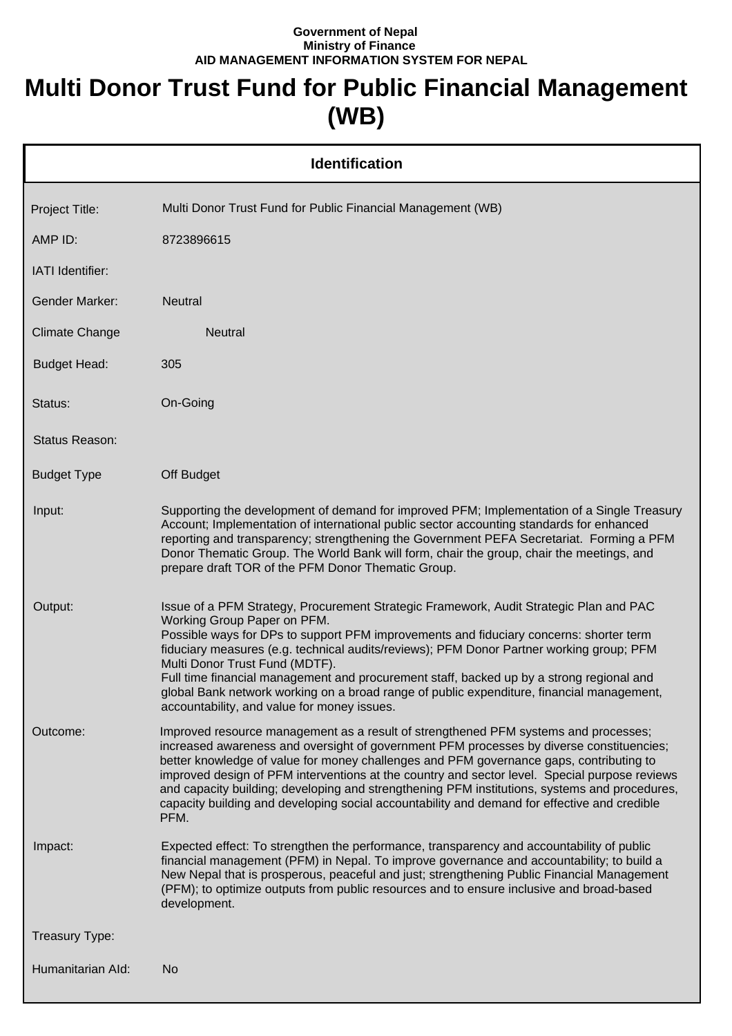**Government of Nepal**
**Ministry of Finance**
**AID MANAGEMENT INFORMATION SYSTEM FOR NEPAL**

# Multi Donor Trust Fund for Public Financial Management (WB)

## Identification

| Field | Value |
|---|---|
| Project Title: | Multi Donor Trust Fund for Public Financial Management (WB) |
| AMP ID: | 8723896615 |
| IATI Identifier: | |
| Gender Marker: | Neutral |
| Climate Change | Neutral |
| Budget Head: | 305 |
| Status: | On-Going |
| Status Reason: | |
| Budget Type | Off Budget |
| Input: | Supporting the development of demand for improved PFM; Implementation of a Single Treasury Account; Implementation of international public sector accounting standards for enhanced reporting and transparency; strengthening the Government PEFA Secretariat. Forming a PFM Donor Thematic Group. The World Bank will form, chair the group, chair the meetings, and prepare draft TOR of the PFM Donor Thematic Group. |
| Output: | Issue of a PFM Strategy, Procurement Strategic Framework, Audit Strategic Plan and PAC Working Group Paper on PFM.<br>Possible ways for DPs to support PFM improvements and fiduciary concerns: shorter term fiduciary measures (e.g. technical audits/reviews); PFM Donor Partner working group; PFM Multi Donor Trust Fund (MDTF).<br>Full time financial management and procurement staff, backed up by a strong regional and global Bank network working on a broad range of public expenditure, financial management, accountability, and value for money issues. |
| Outcome: | Improved resource management as a result of strengthened PFM systems and processes; increased awareness and oversight of government PFM processes by diverse constituencies; better knowledge of value for money challenges and PFM governance gaps, contributing to improved design of PFM interventions at the country and sector level. Special purpose reviews and capacity building; developing and strengthening PFM institutions, systems and procedures, capacity building and developing social accountability and demand for effective and credible PFM. |
| Impact: | Expected effect: To strengthen the performance, transparency and accountability of public financial management (PFM) in Nepal. To improve governance and accountability; to build a New Nepal that is prosperous, peaceful and just; strengthening Public Financial Management (PFM); to optimize outputs from public resources and to ensure inclusive and broad-based development. |
| Treasury Type: | |
| Humanitarian AId: | No |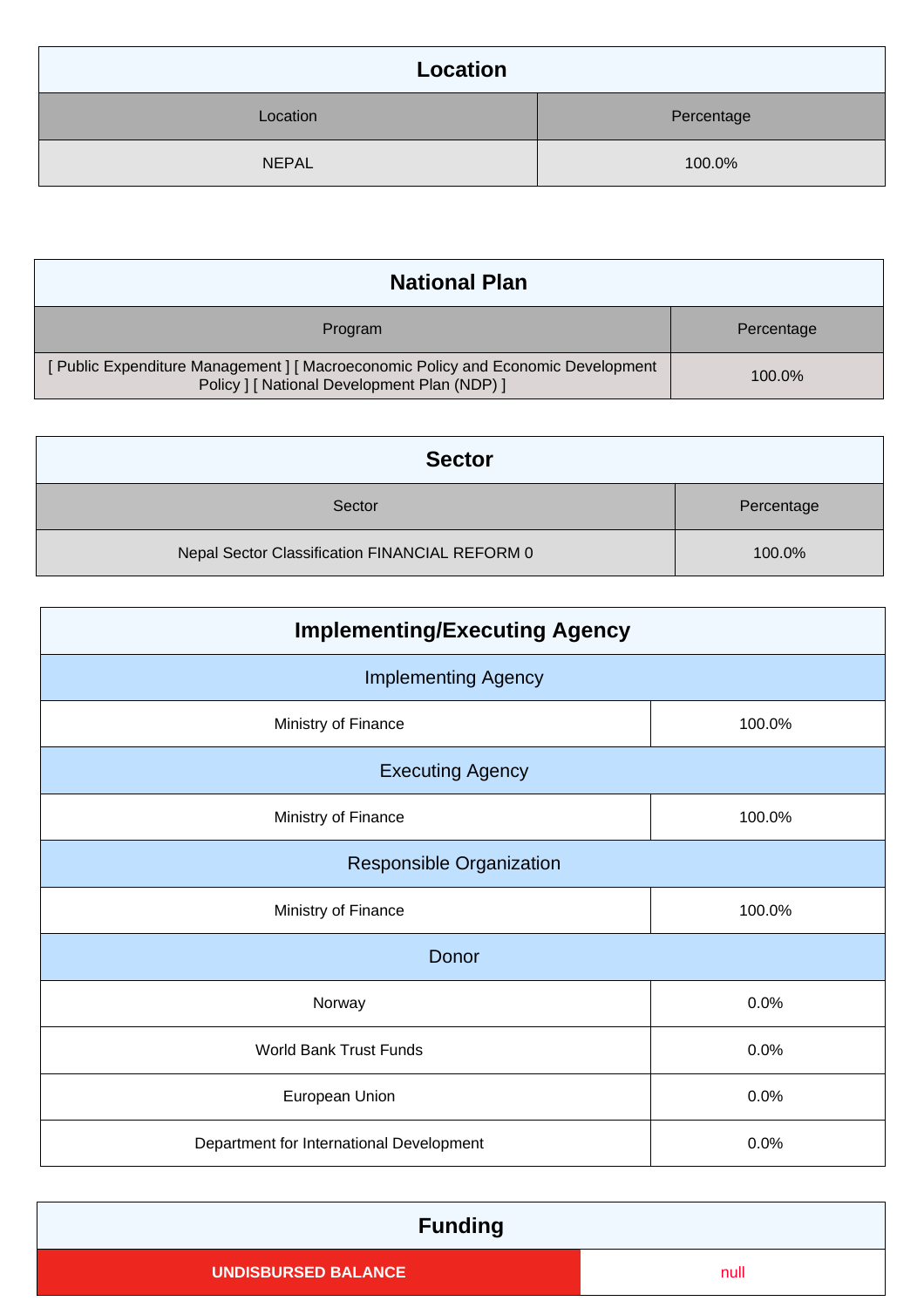## Location

| Location | Percentage |
| --- | --- |
| NEPAL | 100.0% |

## National Plan

| Program | Percentage |
| --- | --- |
| [ Public Expenditure Management ] [ Macroeconomic Policy and Economic Development Policy ] [ National Development Plan (NDP) ] | 100.0% |

## Sector

| Sector | Percentage |
| --- | --- |
| Nepal Sector Classification FINANCIAL REFORM 0 | 100.0% |

## Implementing/Executing Agency

| Implementing Agency | |
| --- | --- |
| Ministry of Finance | 100.0% |
| **Executing Agency** | |
| Ministry of Finance | 100.0% |
| **Responsible Organization** | |
| Ministry of Finance | 100.0% |
| **Donor** | |
| Norway | 0.0% |
| World Bank Trust Funds | 0.0% |
| European Union | 0.0% |
| Department for International Development | 0.0% |

## Funding

| UNDISBURSED BALANCE | null |
| --- | --- |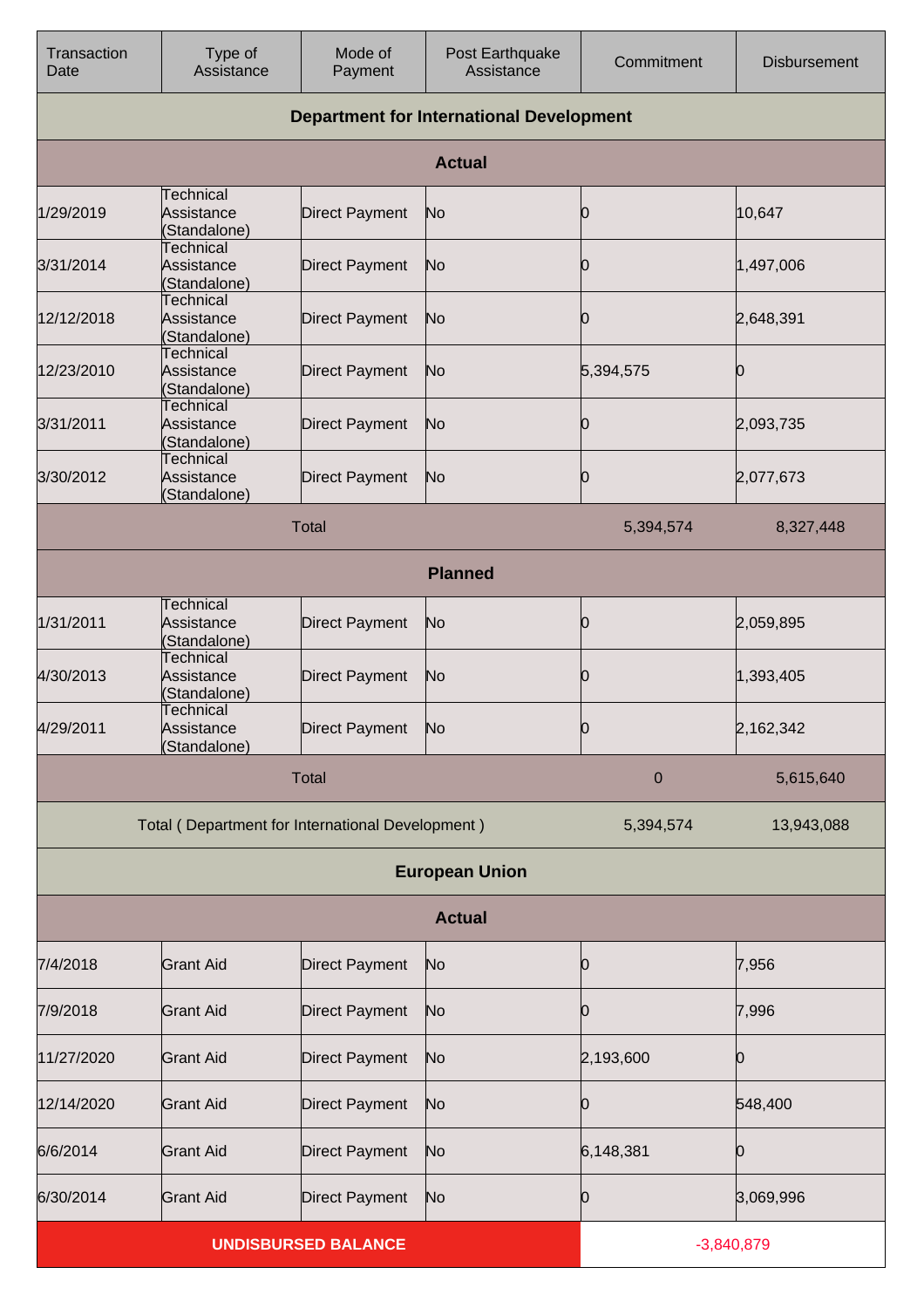| Transaction Date | Type of Assistance | Mode of Payment | Post Earthquake Assistance | Commitment | Disbursement |
|---|---|---|---|---|---|
| **Department for International Development** | | | | | |
| **Actual** | | | | | |
| 1/29/2019 | Technical Assistance (Standalone) | Direct Payment | No | 0 | 10,647 |
| 3/31/2014 | Technical Assistance (Standalone) | Direct Payment | No | 0 | 1,497,006 |
| 12/12/2018 | Technical Assistance (Standalone) | Direct Payment | No | 0 | 2,648,391 |
| 12/23/2010 | Technical Assistance (Standalone) | Direct Payment | No | 5,394,575 | 0 |
| 3/31/2011 | Technical Assistance (Standalone) | Direct Payment | No | 0 | 2,093,735 |
| 3/30/2012 | Technical Assistance (Standalone) | Direct Payment | No | 0 | 2,077,673 |
| Total | | | | 5,394,574 | 8,327,448 |
| **Planned** | | | | | |
| 1/31/2011 | Technical Assistance (Standalone) | Direct Payment | No | 0 | 2,059,895 |
| 4/30/2013 | Technical Assistance (Standalone) | Direct Payment | No | 0 | 1,393,405 |
| 4/29/2011 | Technical Assistance (Standalone) | Direct Payment | No | 0 | 2,162,342 |
| Total | | | | 0 | 5,615,640 |
| Total ( Department for International Development ) | | | | 5,394,574 | 13,943,088 |
| **European Union** | | | | | |
| **Actual** | | | | | |
| 7/4/2018 | Grant Aid | Direct Payment | No | 0 | 7,956 |
| 7/9/2018 | Grant Aid | Direct Payment | No | 0 | 7,996 |
| 11/27/2020 | Grant Aid | Direct Payment | No | 2,193,600 | 0 |
| 12/14/2020 | Grant Aid | Direct Payment | No | 0 | 548,400 |
| 6/6/2014 | Grant Aid | Direct Payment | No | 6,148,381 | 0 |
| 6/30/2014 | Grant Aid | Direct Payment | No | 0 | 3,069,996 |
| **UNDISBURSED BALANCE** | | | | -3,840,879 | |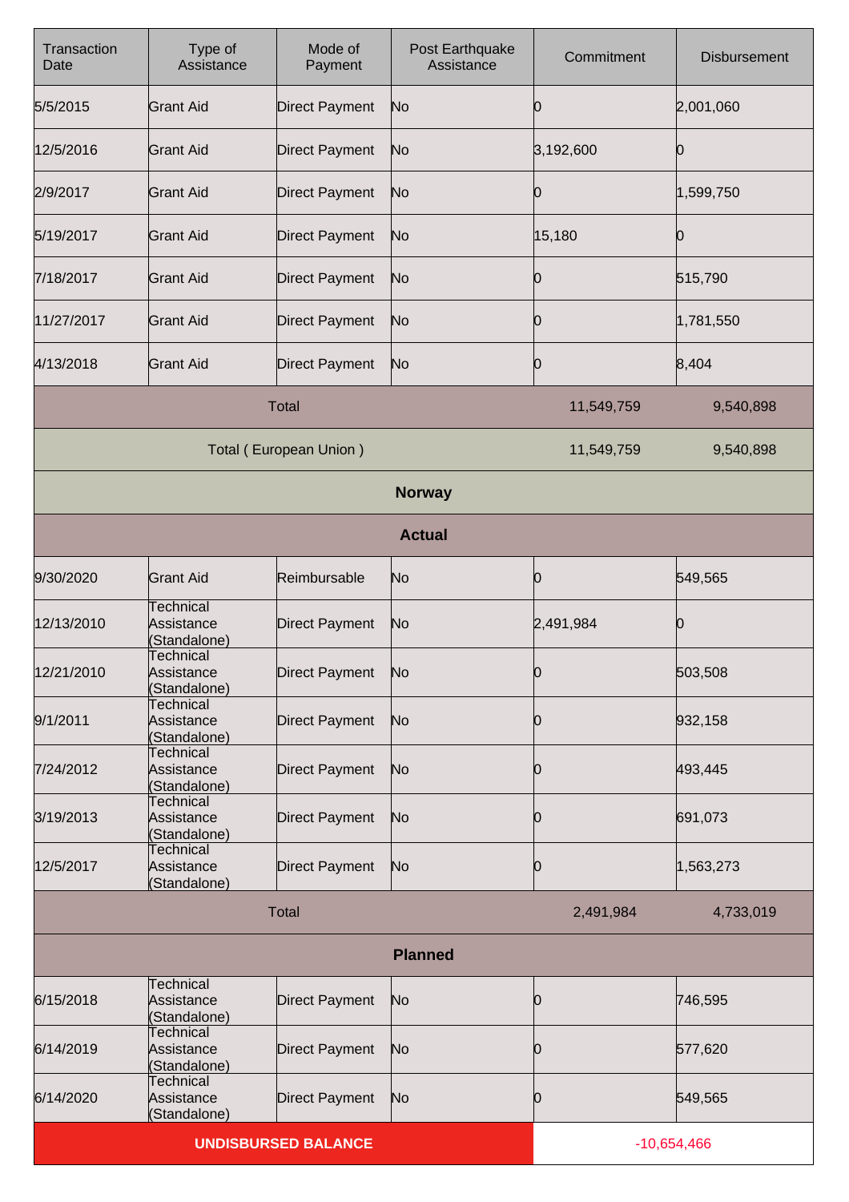| Transaction Date | Type of Assistance | Mode of Payment | Post Earthquake Assistance | Commitment | Disbursement |
|---|---|---|---|---|---|
| 5/5/2015 | Grant Aid | Direct Payment | No | 0 | 2,001,060 |
| 12/5/2016 | Grant Aid | Direct Payment | No | 3,192,600 | 0 |
| 2/9/2017 | Grant Aid | Direct Payment | No | 0 | 1,599,750 |
| 5/19/2017 | Grant Aid | Direct Payment | No | 15,180 | 0 |
| 7/18/2017 | Grant Aid | Direct Payment | No | 0 | 515,790 |
| 11/27/2017 | Grant Aid | Direct Payment | No | 0 | 1,781,550 |
| 4/13/2018 | Grant Aid | Direct Payment | No | 0 | 8,404 |
| Total | | | | 11,549,759 | 9,540,898 |
| Total ( European Union ) | | | | 11,549,759 | 9,540,898 |
| **Norway** | | | | | |
| **Actual** | | | | | |
| 9/30/2020 | Grant Aid | Reimbursable | No | 0 | 549,565 |
| 12/13/2010 | Technical Assistance (Standalone) | Direct Payment | No | 2,491,984 | 0 |
| 12/21/2010 | Technical Assistance (Standalone) | Direct Payment | No | 0 | 503,508 |
| 9/1/2011 | Technical Assistance (Standalone) | Direct Payment | No | 0 | 932,158 |
| 7/24/2012 | Technical Assistance (Standalone) | Direct Payment | No | 0 | 493,445 |
| 3/19/2013 | Technical Assistance (Standalone) | Direct Payment | No | 0 | 691,073 |
| 12/5/2017 | Technical Assistance (Standalone) | Direct Payment | No | 0 | 1,563,273 |
| Total | | | | 2,491,984 | 4,733,019 |
| **Planned** | | | | | |
| 6/15/2018 | Technical Assistance (Standalone) | Direct Payment | No | 0 | 746,595 |
| 6/14/2019 | Technical Assistance (Standalone) | Direct Payment | No | 0 | 577,620 |
| 6/14/2020 | Technical Assistance (Standalone) | Direct Payment | No | 0 | 549,565 |
| **UNDISBURSED BALANCE** | | | | -10,654,466 | |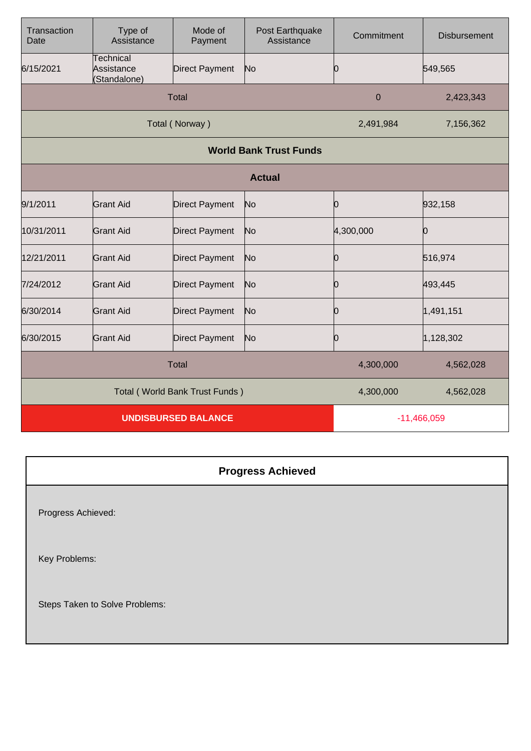| Transaction Date | Type of Assistance | Mode of Payment | Post Earthquake Assistance | Commitment | Disbursement |
|---|---|---|---|---|---|
| 6/15/2021 | Technical Assistance (Standalone) | Direct Payment | No | 0 | 549,565 |
| Total | | | | 0 | 2,423,343 |
| Total ( Norway ) | | | | 2,491,984 | 7,156,362 |
| **World Bank Trust Funds** | | | | | |
| **Actual** | | | | | |
| 9/1/2011 | Grant Aid | Direct Payment | No | 0 | 932,158 |
| 10/31/2011 | Grant Aid | Direct Payment | No | 4,300,000 | 0 |
| 12/21/2011 | Grant Aid | Direct Payment | No | 0 | 516,974 |
| 7/24/2012 | Grant Aid | Direct Payment | No | 0 | 493,445 |
| 6/30/2014 | Grant Aid | Direct Payment | No | 0 | 1,491,151 |
| 6/30/2015 | Grant Aid | Direct Payment | No | 0 | 1,128,302 |
| Total | | | | 4,300,000 | 4,562,028 |
| Total ( World Bank Trust Funds ) | | | | 4,300,000 | 4,562,028 |
| **UNDISBURSED BALANCE** | | | | -11,466,059 | |

## Progress Achieved

Progress Achieved:

Key Problems:

Steps Taken to Solve Problems: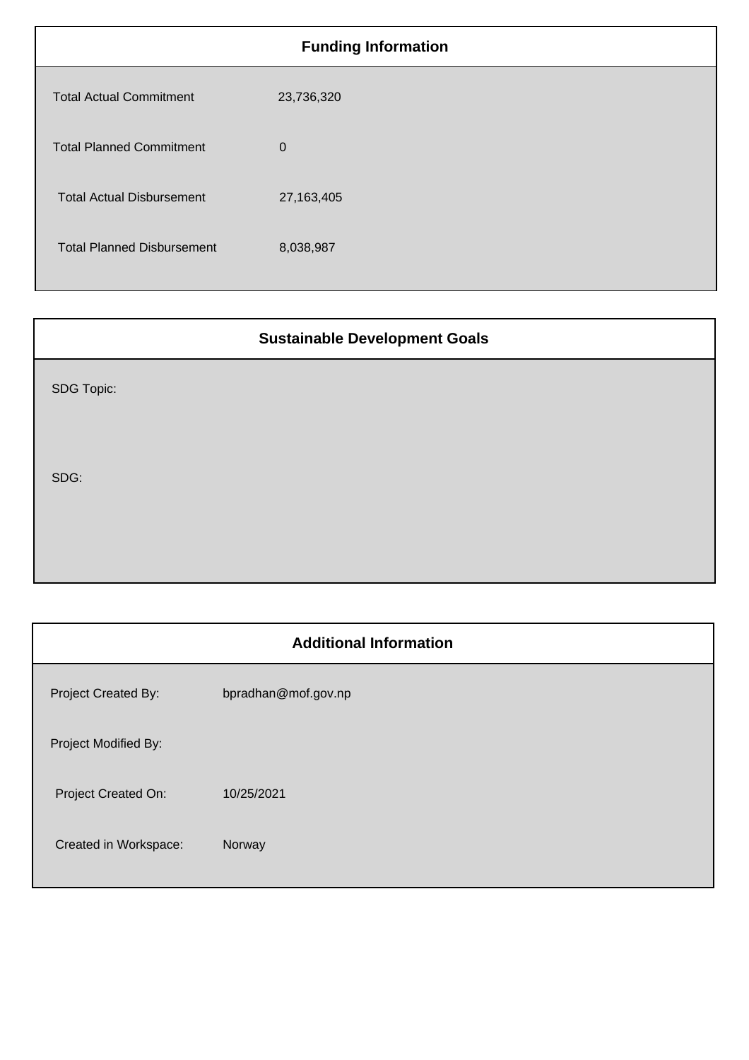## Funding Information

| | |
|---|---|
| Total Actual Commitment | 23,736,320 |
| Total Planned Commitment | 0 |
| Total Actual Disbursement | 27,163,405 |
| Total Planned Disbursement | 8,038,987 |

## Sustainable Development Goals

SDG Topic:

SDG:

## Additional Information

| | |
|---|---|
| Project Created By: | bpradhan@mof.gov.np |
| Project Modified By: | |
| Project Created On: | 10/25/2021 |
| Created in Workspace: | Norway |